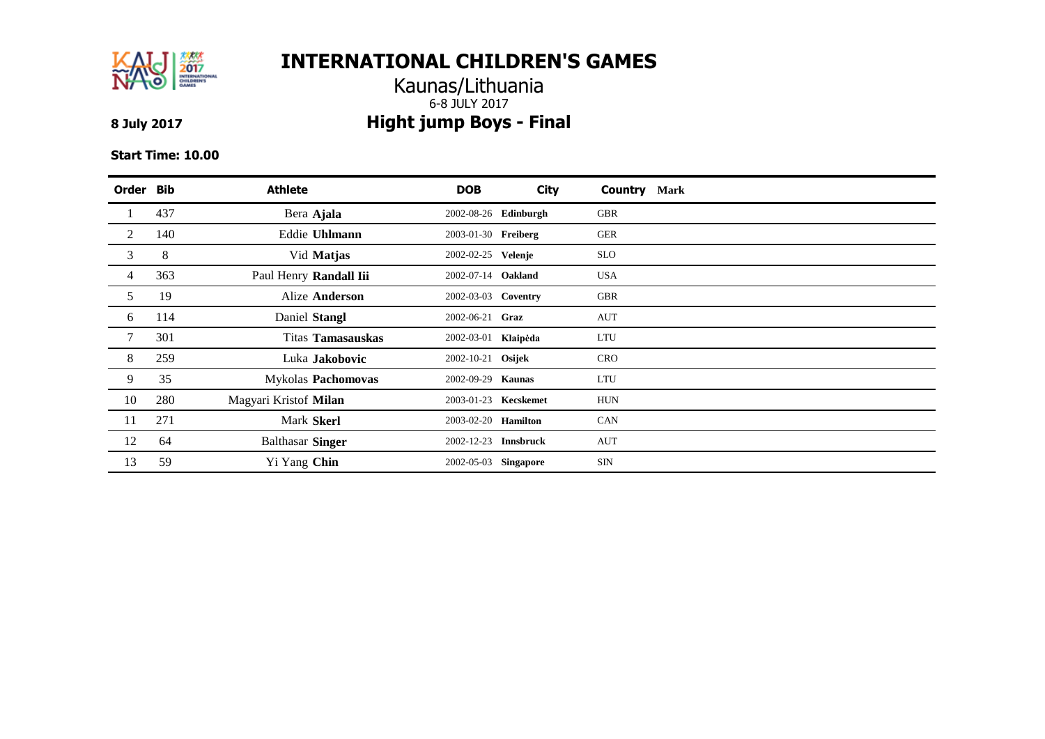# INTERNATIONAL CHILDREN'S GAMES

Kaunas/Lithuania

6-8 JULY 2017

**8 July 2017**

## Hight jump Boys - Final

**Start Time: 10.00**

| Order | Bib | Athlete | DOB | City | Country | Mark |
|---|---|---|---|---|---|---|
| 1 | 437 | Bera **Ajala** | 2002-08-26 | **Edinburgh** | GBR | |
| 2 | 140 | Eddie **Uhlmann** | 2003-01-30 | **Freiberg** | GER | |
| 3 | 8 | Vid **Matjas** | 2002-02-25 | **Velenje** | SLO | |
| 4 | 363 | Paul Henry **Randall Iii** | 2002-07-14 | **Oakland** | USA | |
| 5 | 19 | Alize **Anderson** | 2002-03-03 | **Coventry** | GBR | |
| 6 | 114 | Daniel **Stangl** | 2002-06-21 | **Graz** | AUT | |
| 7 | 301 | Titas **Tamasauskas** | 2002-03-01 | **Klaipėda** | LTU | |
| 8 | 259 | Luka **Jakobovic** | 2002-10-21 | **Osijek** | CRO | |
| 9 | 35 | Mykolas **Pachomovas** | 2002-09-29 | **Kaunas** | LTU | |
| 10 | 280 | Magyari Kristof **Milan** | 2003-01-23 | **Kecskemet** | HUN | |
| 11 | 271 | Mark **Skerl** | 2003-02-20 | **Hamilton** | CAN | |
| 12 | 64 | Balthasar **Singer** | 2002-12-23 | **Innsbruck** | AUT | |
| 13 | 59 | Yi Yang **Chin** | 2002-05-03 | **Singapore** | SIN | |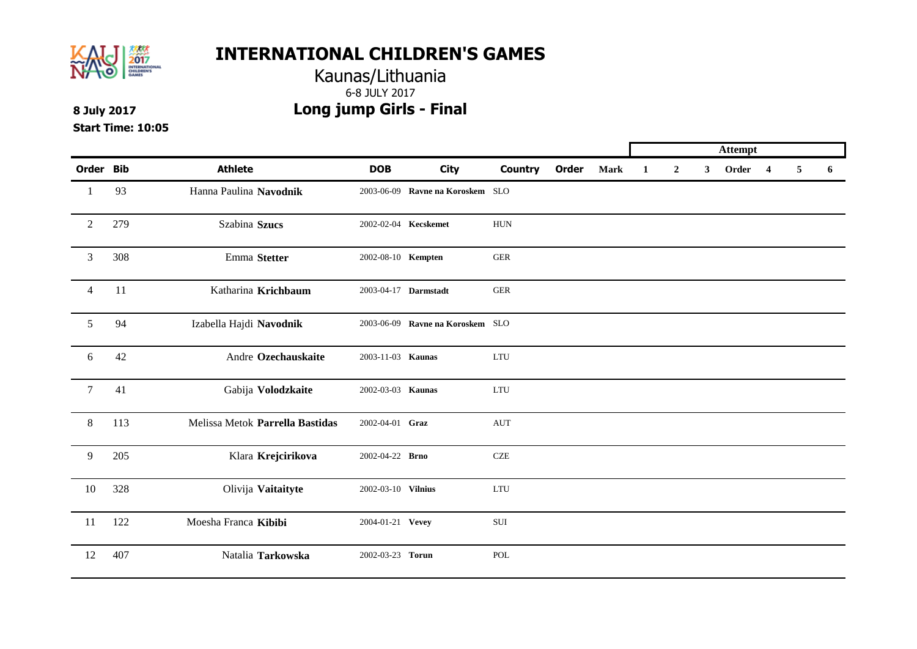# INTERNATIONAL CHILDREN'S GAMES

Kaunas/Lithuania

6-8 JULY 2017

**8 July 2017**

## Long jump Girls - Final

**Start Time: 10:05**

| | | | | | | | | Attempt | | | | | | |
|---|---|---|---|---|---|---|---|---|---|---|---|---|---|---|
| **Order** | **Bib** | **Athlete** | **DOB** | **City** | **Country** | **Order** | **Mark** | **1** | **2** | **3** | **Order** | **4** | **5** | **6** |
| 1 | 93 | Hanna Paulina **Navodnik** | 2003-06-09 | **Ravne na Koroskem** | SLO | | | | | | | | | |
| 2 | 279 | Szabina **Szucs** | 2002-02-04 | **Kecskemet** | HUN | | | | | | | | | |
| 3 | 308 | Emma **Stetter** | 2002-08-10 | **Kempten** | GER | | | | | | | | | |
| 4 | 11 | Katharina **Krichbaum** | 2003-04-17 | **Darmstadt** | GER | | | | | | | | | |
| 5 | 94 | Izabella Hajdi **Navodnik** | 2003-06-09 | **Ravne na Koroskem** | SLO | | | | | | | | | |
| 6 | 42 | Andre **Ozechauskaite** | 2003-11-03 | **Kaunas** | LTU | | | | | | | | | |
| 7 | 41 | Gabija **Volodzkaite** | 2002-03-03 | **Kaunas** | LTU | | | | | | | | | |
| 8 | 113 | Melissa Metok **Parrella Bastidas** | 2002-04-01 | **Graz** | AUT | | | | | | | | | |
| 9 | 205 | Klara **Krejcirikova** | 2002-04-22 | **Brno** | CZE | | | | | | | | | |
| 10 | 328 | Olivija **Vaitaityte** | 2002-03-10 | **Vilnius** | LTU | | | | | | | | | |
| 11 | 122 | Moesha Franca **Kibibi** | 2004-01-21 | **Vevey** | SUI | | | | | | | | | |
| 12 | 407 | Natalia **Tarkowska** | 2002-03-23 | **Torun** | POL | | | | | | | | | |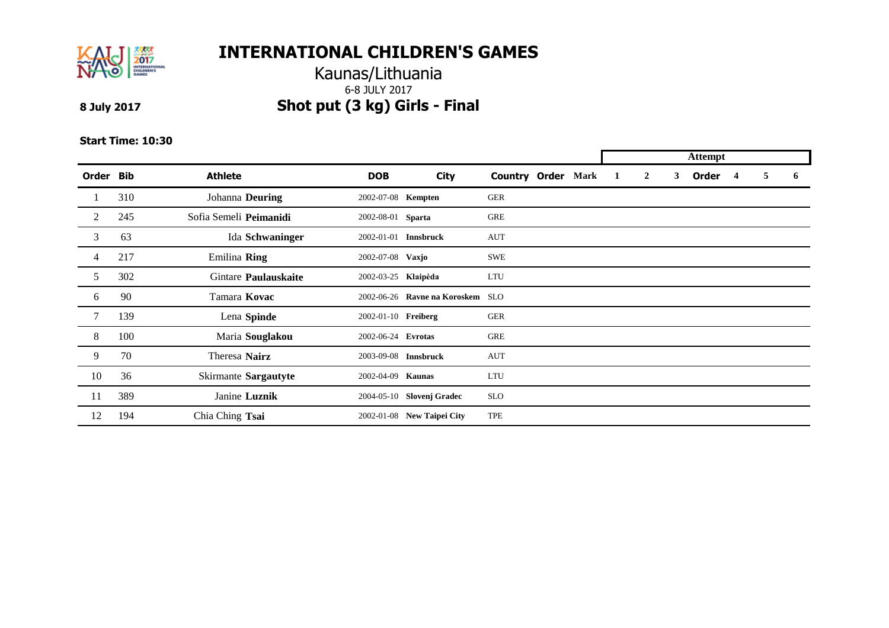# INTERNATIONAL CHILDREN'S GAMES

## Kaunas/Lithuania

6-8 JULY 2017

**8 July 2017**

## Shot put (3 kg) Girls - Final

**Start Time: 10:30**

| Order | Bib | Athlete | DOB | City | Country | Order | Mark | Attempt 1 | 2 | 3 | Order | 4 | 5 | 6 |
|---|---|---|---|---|---|---|---|---|---|---|---|---|---|---|
| 1 | 310 | Johanna **Deuring** | 2002-07-08 | **Kempten** | GER | | | | | | | | | |
| 2 | 245 | Sofia Semeli **Peimanidi** | 2002-08-01 | **Sparta** | GRE | | | | | | | | | |
| 3 | 63 | Ida **Schwaninger** | 2002-01-01 | **Innsbruck** | AUT | | | | | | | | | |
| 4 | 217 | Emilina **Ring** | 2002-07-08 | **Vaxjo** | SWE | | | | | | | | | |
| 5 | 302 | Gintare **Paulauskaite** | 2002-03-25 | **Klaipėda** | LTU | | | | | | | | | |
| 6 | 90 | Tamara **Kovac** | 2002-06-26 | **Ravne na Koroskem** | SLO | | | | | | | | | |
| 7 | 139 | Lena **Spinde** | 2002-01-10 | **Freiberg** | GER | | | | | | | | | |
| 8 | 100 | Maria **Souglakou** | 2002-06-24 | **Evrotas** | GRE | | | | | | | | | |
| 9 | 70 | Theresa **Nairz** | 2003-09-08 | **Innsbruck** | AUT | | | | | | | | | |
| 10 | 36 | Skirmante **Sargautyte** | 2002-04-09 | **Kaunas** | LTU | | | | | | | | | |
| 11 | 389 | Janine **Luznik** | 2004-05-10 | **Slovenj Gradec** | SLO | | | | | | | | | |
| 12 | 194 | Chia Ching **Tsai** | 2002-01-08 | **New Taipei City** | TPE | | | | | | | | | |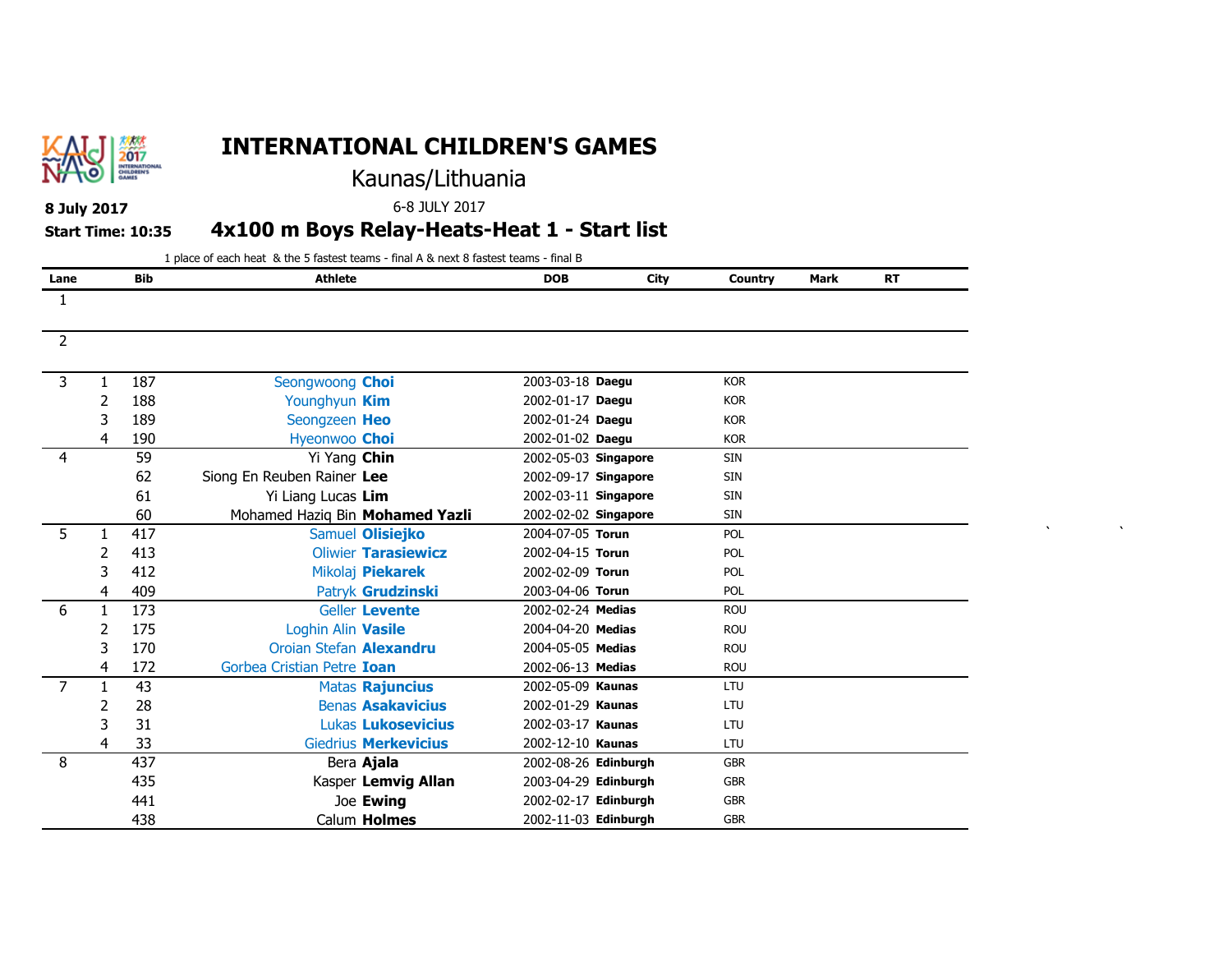# INTERNATIONAL CHILDREN'S GAMES

Kaunas/Lithuania

6-8 JULY 2017

**8 July 2017**

**Start Time: 10:35**

## 4x100 m Boys Relay-Heats-Heat 1 - Start list

1 place of each heat & the 5 fastest teams - final A & next 8 fastest teams - final B

| Lane | | Bib | Athlete | DOB | City | Country | Mark | RT |
|---|---|---|---|---|---|---|---|---|
| 1 | | | | | | | | |
| 2 | | | | | | | | |
| 3 | 1 | 187 | Seongwoong **Choi** | 2003-03-18 | **Daegu** | KOR | | |
| | 2 | 188 | Younghyun **Kim** | 2002-01-17 | **Daegu** | KOR | | |
| | 3 | 189 | Seongzeen **Heo** | 2002-01-24 | **Daegu** | KOR | | |
| | 4 | 190 | Hyeonwoo **Choi** | 2002-01-02 | **Daegu** | KOR | | |
| 4 | | 59 | Yi Yang **Chin** | 2002-05-03 | **Singapore** | SIN | | |
| | | 62 | Siong En Reuben Rainer **Lee** | 2002-09-17 | **Singapore** | SIN | | |
| | | 61 | Yi Liang Lucas **Lim** | 2002-03-11 | **Singapore** | SIN | | |
| | | 60 | Mohamed Haziq Bin **Mohamed Yazli** | 2002-02-02 | **Singapore** | SIN | | |
| 5 | 1 | 417 | Samuel **Olisiejko** | 2004-07-05 | **Torun** | POL | | |
| | 2 | 413 | Oliwier **Tarasiewicz** | 2002-04-15 | **Torun** | POL | | |
| | 3 | 412 | Mikolaj **Piekarek** | 2002-02-09 | **Torun** | POL | | |
| | 4 | 409 | Patryk **Grudzinski** | 2003-04-06 | **Torun** | POL | | |
| 6 | 1 | 173 | Geller **Levente** | 2002-02-24 | **Medias** | ROU | | |
| | 2 | 175 | Loghin Alin **Vasile** | 2004-04-20 | **Medias** | ROU | | |
| | 3 | 170 | Oroian Stefan **Alexandru** | 2004-05-05 | **Medias** | ROU | | |
| | 4 | 172 | Gorbea Cristian Petre **Ioan** | 2002-06-13 | **Medias** | ROU | | |
| 7 | 1 | 43 | Matas **Rajuncius** | 2002-05-09 | **Kaunas** | LTU | | |
| | 2 | 28 | Benas **Asakavicius** | 2002-01-29 | **Kaunas** | LTU | | |
| | 3 | 31 | Lukas **Lukosevicius** | 2002-03-17 | **Kaunas** | LTU | | |
| | 4 | 33 | Giedrius **Merkevicius** | 2002-12-10 | **Kaunas** | LTU | | |
| 8 | | 437 | Bera **Ajala** | 2002-08-26 | **Edinburgh** | GBR | | |
| | | 435 | Kasper **Lemvig Allan** | 2003-04-29 | **Edinburgh** | GBR | | |
| | | 441 | Joe **Ewing** | 2002-02-17 | **Edinburgh** | GBR | | |
| | | 438 | Calum **Holmes** | 2002-11-03 | **Edinburgh** | GBR | | |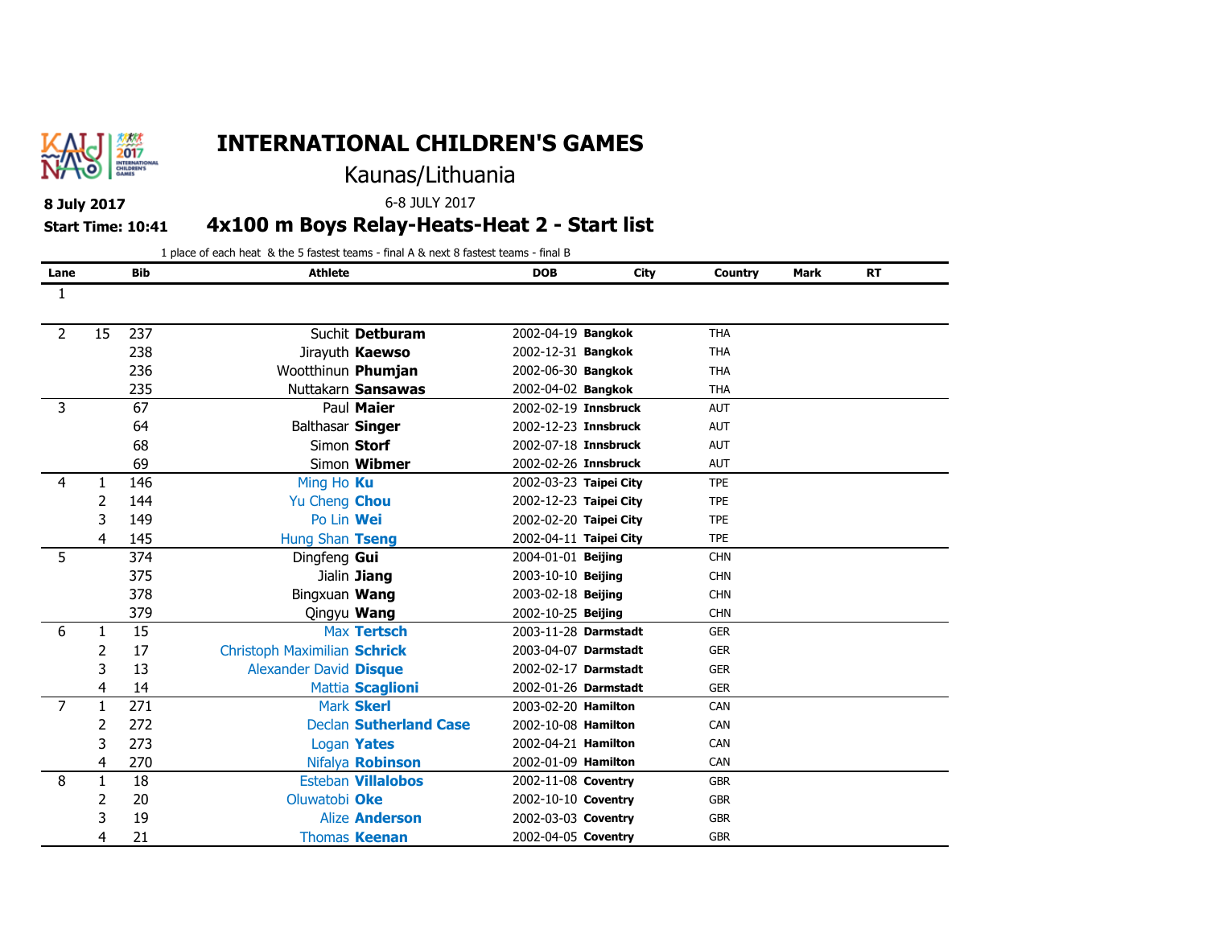# INTERNATIONAL CHILDREN'S GAMES

Kaunas/Lithuania

6-8 JULY 2017

**8 July 2017**

**Start Time: 10:41**

## 4x100 m Boys Relay-Heats-Heat 2 - Start list

1 place of each heat & the 5 fastest teams - final A & next 8 fastest teams - final B

| Lane | | Bib | Athlete | DOB | City | Country | Mark | RT |
|---|---|---|---|---|---|---|---|---|
| 1 | | | | | | | | |
| 2 | 15 | 237 | Suchit **Detburam** | 2002-04-19 | **Bangkok** | THA | | |
| | | 238 | Jirayuth **Kaewso** | 2002-12-31 | **Bangkok** | THA | | |
| | | 236 | Wootthinun **Phumjan** | 2002-06-30 | **Bangkok** | THA | | |
| | | 235 | Nuttakarn **Sansawas** | 2002-04-02 | **Bangkok** | THA | | |
| 3 | | 67 | Paul **Maier** | 2002-02-19 | **Innsbruck** | AUT | | |
| | | 64 | Balthasar **Singer** | 2002-12-23 | **Innsbruck** | AUT | | |
| | | 68 | Simon **Storf** | 2002-07-18 | **Innsbruck** | AUT | | |
| | | 69 | Simon **Wibmer** | 2002-02-26 | **Innsbruck** | AUT | | |
| 4 | 1 | 146 | Ming Ho **Ku** | 2002-03-23 | **Taipei City** | TPE | | |
| | 2 | 144 | Yu Cheng **Chou** | 2002-12-23 | **Taipei City** | TPE | | |
| | 3 | 149 | Po Lin **Wei** | 2002-02-20 | **Taipei City** | TPE | | |
| | 4 | 145 | Hung Shan **Tseng** | 2002-04-11 | **Taipei City** | TPE | | |
| 5 | | 374 | Dingfeng **Gui** | 2004-01-01 | **Beijing** | CHN | | |
| | | 375 | Jialin **Jiang** | 2003-10-10 | **Beijing** | CHN | | |
| | | 378 | Bingxuan **Wang** | 2003-02-18 | **Beijing** | CHN | | |
| | | 379 | Qingyu **Wang** | 2002-10-25 | **Beijing** | CHN | | |
| 6 | 1 | 15 | Max **Tertsch** | 2003-11-28 | **Darmstadt** | GER | | |
| | 2 | 17 | Christoph Maximilian **Schrick** | 2003-04-07 | **Darmstadt** | GER | | |
| | 3 | 13 | Alexander David **Disque** | 2002-02-17 | **Darmstadt** | GER | | |
| | 4 | 14 | Mattia **Scaglioni** | 2002-01-26 | **Darmstadt** | GER | | |
| 7 | 1 | 271 | Mark **Skerl** | 2003-02-20 | **Hamilton** | CAN | | |
| | 2 | 272 | Declan **Sutherland Case** | 2002-10-08 | **Hamilton** | CAN | | |
| | 3 | 273 | Logan **Yates** | 2002-04-21 | **Hamilton** | CAN | | |
| | 4 | 270 | Nifalya **Robinson** | 2002-01-09 | **Hamilton** | CAN | | |
| 8 | 1 | 18 | Esteban **Villalobos** | 2002-11-08 | **Coventry** | GBR | | |
| | 2 | 20 | Oluwatobi **Oke** | 2002-10-10 | **Coventry** | GBR | | |
| | 3 | 19 | Alize **Anderson** | 2002-03-03 | **Coventry** | GBR | | |
| | 4 | 21 | Thomas **Keenan** | 2002-04-05 | **Coventry** | GBR | | |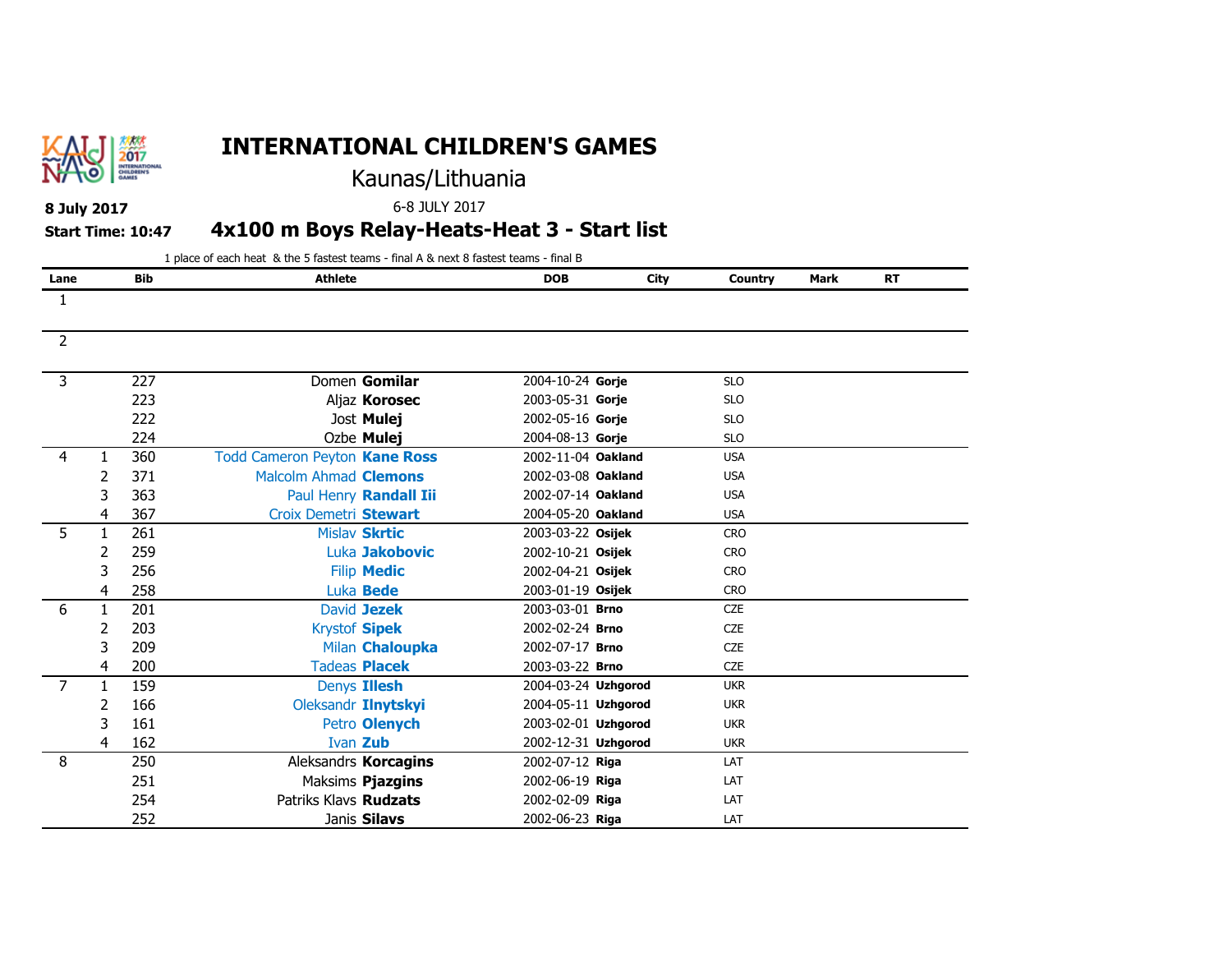# INTERNATIONAL CHILDREN'S GAMES

Kaunas/Lithuania

**8 July 2017** 6-8 JULY 2017

**Start Time: 10:47**

## 4x100 m Boys Relay-Heats-Heat 3 - Start list

1 place of each heat & the 5 fastest teams - final A & next 8 fastest teams - final B

| Lane | | Bib | Athlete | DOB | City | Country | Mark | RT |
|---|---|---|---|---|---|---|---|---|
| 1 | | | | | | | | |
| 2 | | | | | | | | |
| 3 | | 227 | Domen **Gomilar** | 2004-10-24 | **Gorje** | SLO | | |
| | | 223 | Aljaz **Korosec** | 2003-05-31 | **Gorje** | SLO | | |
| | | 222 | Jost **Mulej** | 2002-05-16 | **Gorje** | SLO | | |
| | | 224 | Ozbe **Mulej** | 2004-08-13 | **Gorje** | SLO | | |
| 4 | 1 | 360 | Todd Cameron Peyton **Kane Ross** | 2002-11-04 | **Oakland** | USA | | |
| | 2 | 371 | Malcolm Ahmad **Clemons** | 2002-03-08 | **Oakland** | USA | | |
| | 3 | 363 | Paul Henry **Randall Iii** | 2002-07-14 | **Oakland** | USA | | |
| | 4 | 367 | Croix Demetri **Stewart** | 2004-05-20 | **Oakland** | USA | | |
| 5 | 1 | 261 | Mislav **Skrtic** | 2003-03-22 | **Osijek** | CRO | | |
| | 2 | 259 | Luka **Jakobovic** | 2002-10-21 | **Osijek** | CRO | | |
| | 3 | 256 | Filip **Medic** | 2002-04-21 | **Osijek** | CRO | | |
| | 4 | 258 | Luka **Bede** | 2003-01-19 | **Osijek** | CRO | | |
| 6 | 1 | 201 | David **Jezek** | 2003-03-01 | **Brno** | CZE | | |
| | 2 | 203 | Krystof **Sipek** | 2002-02-24 | **Brno** | CZE | | |
| | 3 | 209 | Milan **Chaloupka** | 2002-07-17 | **Brno** | CZE | | |
| | 4 | 200 | Tadeas **Placek** | 2003-03-22 | **Brno** | CZE | | |
| 7 | 1 | 159 | Denys **Illesh** | 2004-03-24 | **Uzhgorod** | UKR | | |
| | 2 | 166 | Oleksandr **Ilnytskyi** | 2004-05-11 | **Uzhgorod** | UKR | | |
| | 3 | 161 | Petro **Olenych** | 2003-02-01 | **Uzhgorod** | UKR | | |
| | 4 | 162 | Ivan **Zub** | 2002-12-31 | **Uzhgorod** | UKR | | |
| 8 | | 250 | Aleksandrs **Korcagins** | 2002-07-12 | **Riga** | LAT | | |
| | | 251 | Maksims **Pjazgins** | 2002-06-19 | **Riga** | LAT | | |
| | | 254 | Patriks Klavs **Rudzats** | 2002-02-09 | **Riga** | LAT | | |
| | | 252 | Janis **Silavs** | 2002-06-23 | **Riga** | LAT | | |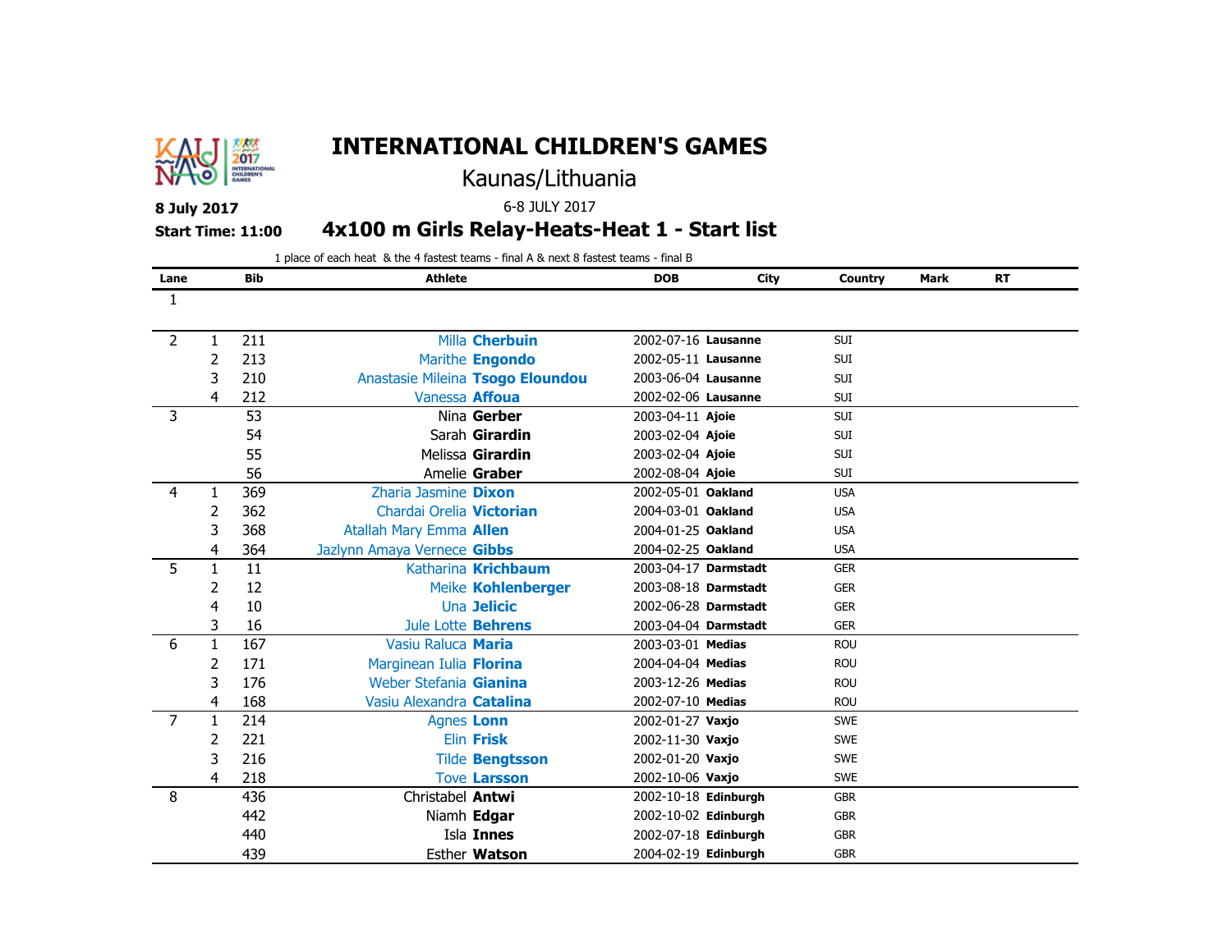# INTERNATIONAL CHILDREN'S GAMES

Kaunas/Lithuania

**8 July 2017** 6-8 JULY 2017

**Start Time: 11:00**

## 4x100 m Girls Relay-Heats-Heat 1 - Start list

1 place of each heat & the 4 fastest teams - final A & next 8 fastest teams - final B

| Lane | | Bib | Athlete | DOB | City | Country | Mark | RT |
|---|---|---|---|---|---|---|---|---|
| 1 | | | | | | | | |
| 2 | 1 | 211 | Milla **Cherbuin** | 2002-07-16 | **Lausanne** | SUI | | |
| | 2 | 213 | Marithe **Engondo** | 2002-05-11 | **Lausanne** | SUI | | |
| | 3 | 210 | Anastasie Mileina **Tsogo Eloundou** | 2003-06-04 | **Lausanne** | SUI | | |
| | 4 | 212 | Vanessa **Affoua** | 2002-02-06 | **Lausanne** | SUI | | |
| 3 | | 53 | Nina **Gerber** | 2003-04-11 | **Ajoie** | SUI | | |
| | | 54 | Sarah **Girardin** | 2003-02-04 | **Ajoie** | SUI | | |
| | | 55 | Melissa **Girardin** | 2003-02-04 | **Ajoie** | SUI | | |
| | | 56 | Amelie **Graber** | 2002-08-04 | **Ajoie** | SUI | | |
| 4 | 1 | 369 | Zharia Jasmine **Dixon** | 2002-05-01 | **Oakland** | USA | | |
| | 2 | 362 | Chardai Orelia **Victorian** | 2004-03-01 | **Oakland** | USA | | |
| | 3 | 368 | Atallah Mary Emma **Allen** | 2004-01-25 | **Oakland** | USA | | |
| | 4 | 364 | Jazlynn Amaya Vernece **Gibbs** | 2004-02-25 | **Oakland** | USA | | |
| 5 | 1 | 11 | Katharina **Krichbaum** | 2003-04-17 | **Darmstadt** | GER | | |
| | 2 | 12 | Meike **Kohlenberger** | 2003-08-18 | **Darmstadt** | GER | | |
| | 4 | 10 | Una **Jelicic** | 2002-06-28 | **Darmstadt** | GER | | |
| | 3 | 16 | Jule Lotte **Behrens** | 2003-04-04 | **Darmstadt** | GER | | |
| 6 | 1 | 167 | Vasiu Raluca **Maria** | 2003-03-01 | **Medias** | ROU | | |
| | 2 | 171 | Marginean Iulia **Florina** | 2004-04-04 | **Medias** | ROU | | |
| | 3 | 176 | Weber Stefania **Gianina** | 2003-12-26 | **Medias** | ROU | | |
| | 4 | 168 | Vasiu Alexandra **Catalina** | 2002-07-10 | **Medias** | ROU | | |
| 7 | 1 | 214 | Agnes **Lonn** | 2002-01-27 | **Vaxjo** | SWE | | |
| | 2 | 221 | Elin **Frisk** | 2002-11-30 | **Vaxjo** | SWE | | |
| | 3 | 216 | Tilde **Bengtsson** | 2002-01-20 | **Vaxjo** | SWE | | |
| | 4 | 218 | Tove **Larsson** | 2002-10-06 | **Vaxjo** | SWE | | |
| 8 | | 436 | Christabel **Antwi** | 2002-10-18 | **Edinburgh** | GBR | | |
| | | 442 | Niamh **Edgar** | 2002-10-02 | **Edinburgh** | GBR | | |
| | | 440 | Isla **Innes** | 2002-07-18 | **Edinburgh** | GBR | | |
| | | 439 | Esther **Watson** | 2004-02-19 | **Edinburgh** | GBR | | |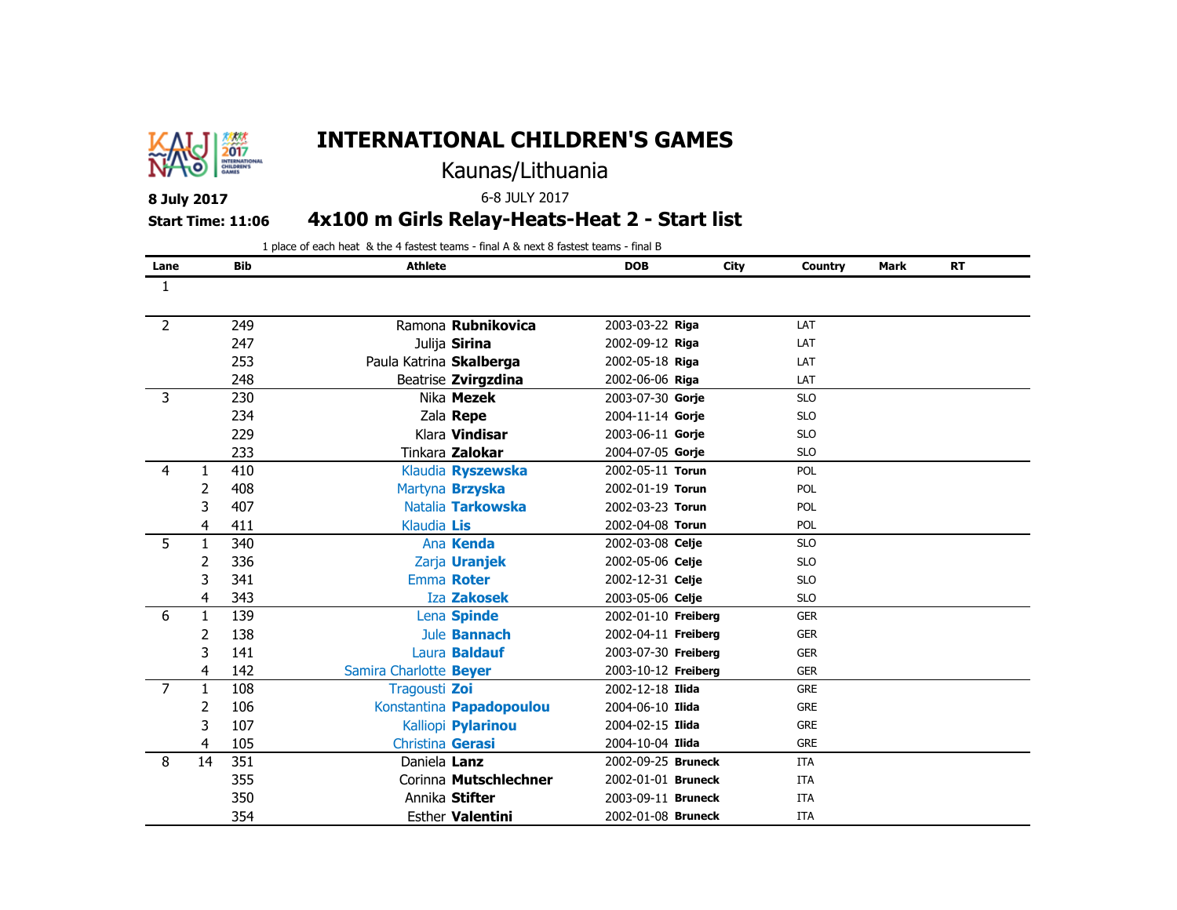# INTERNATIONAL CHILDREN'S GAMES

Kaunas/Lithuania

**8 July 2017** 6-8 JULY 2017

**Start Time: 11:06** **4x100 m Girls Relay-Heats-Heat 2 - Start list**

1 place of each heat & the 4 fastest teams - final A & next 8 fastest teams - final B

| Lane | | Bib | Athlete | DOB | City | Country | Mark | RT |
|---|---|---|---|---|---|---|---|---|
| 1 | | | | | | | | |
| 2 | | 249 | Ramona **Rubnikovica** | 2003-03-22 | **Riga** | LAT | | |
| | | 247 | Julija **Sirina** | 2002-09-12 | **Riga** | LAT | | |
| | | 253 | Paula Katrina **Skalberga** | 2002-05-18 | **Riga** | LAT | | |
| | | 248 | Beatrise **Zvirgzdina** | 2002-06-06 | **Riga** | LAT | | |
| 3 | | 230 | Nika **Mezek** | 2003-07-30 | **Gorje** | SLO | | |
| | | 234 | Zala **Repe** | 2004-11-14 | **Gorje** | SLO | | |
| | | 229 | Klara **Vindisar** | 2003-06-11 | **Gorje** | SLO | | |
| | | 233 | Tinkara **Zalokar** | 2004-07-05 | **Gorje** | SLO | | |
| 4 | 1 | 410 | Klaudia **Ryszewska** | 2002-05-11 | **Torun** | POL | | |
| | 2 | 408 | Martyna **Brzyska** | 2002-01-19 | **Torun** | POL | | |
| | 3 | 407 | Natalia **Tarkowska** | 2002-03-23 | **Torun** | POL | | |
| | 4 | 411 | Klaudia **Lis** | 2002-04-08 | **Torun** | POL | | |
| 5 | 1 | 340 | Ana **Kenda** | 2002-03-08 | **Celje** | SLO | | |
| | 2 | 336 | Zarja **Uranjek** | 2002-05-06 | **Celje** | SLO | | |
| | 3 | 341 | Emma **Roter** | 2002-12-31 | **Celje** | SLO | | |
| | 4 | 343 | Iza **Zakosek** | 2003-05-06 | **Celje** | SLO | | |
| 6 | 1 | 139 | Lena **Spinde** | 2002-01-10 | **Freiberg** | GER | | |
| | 2 | 138 | Jule **Bannach** | 2002-04-11 | **Freiberg** | GER | | |
| | 3 | 141 | Laura **Baldauf** | 2003-07-30 | **Freiberg** | GER | | |
| | 4 | 142 | Samira Charlotte **Beyer** | 2003-10-12 | **Freiberg** | GER | | |
| 7 | 1 | 108 | Tragousti **Zoi** | 2002-12-18 | **Ilida** | GRE | | |
| | 2 | 106 | Konstantina **Papadopoulou** | 2004-06-10 | **Ilida** | GRE | | |
| | 3 | 107 | Kalliopi **Pylarinou** | 2004-02-15 | **Ilida** | GRE | | |
| | 4 | 105 | Christina **Gerasi** | 2004-10-04 | **Ilida** | GRE | | |
| 8 | 14 | 351 | Daniela **Lanz** | 2002-09-25 | **Bruneck** | ITA | | |
| | | 355 | Corinna **Mutschlechner** | 2002-01-01 | **Bruneck** | ITA | | |
| | | 350 | Annika **Stifter** | 2003-09-11 | **Bruneck** | ITA | | |
| | | 354 | Esther **Valentini** | 2002-01-08 | **Bruneck** | ITA | | |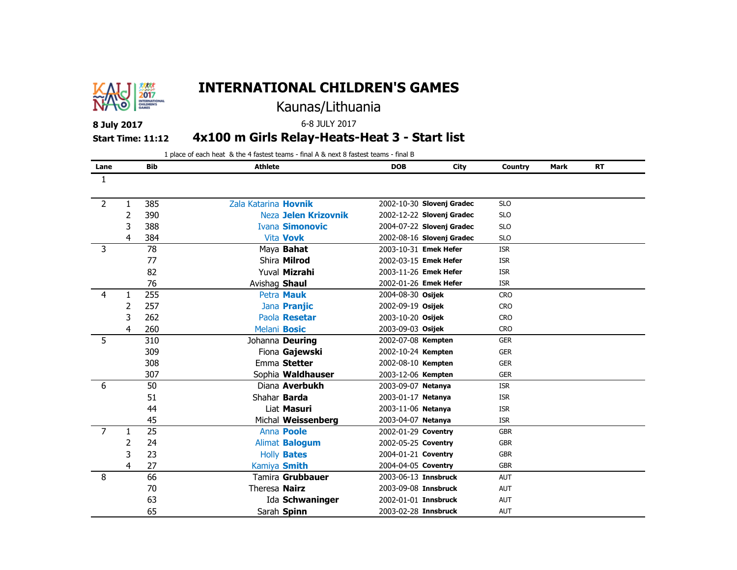# INTERNATIONAL CHILDREN'S GAMES

Kaunas/Lithuania

**8 July 2017**

6-8 JULY 2017

**Start Time: 11:12**

## 4x100 m Girls Relay-Heats-Heat 3 - Start list

1 place of each heat & the 4 fastest teams - final A & next 8 fastest teams - final B

| Lane | | Bib | Athlete | DOB | City | Country | Mark | RT |
|---|---|---|---|---|---|---|---|---|
| 1 | | | | | | | | |
| 2 | 1 | 385 | Zala Katarina **Hovnik** | 2002-10-30 | **Slovenj Gradec** | SLO | | |
| | 2 | 390 | Neza **Jelen Krizovnik** | 2002-12-22 | **Slovenj Gradec** | SLO | | |
| | 3 | 388 | Ivana **Simonovic** | 2004-07-22 | **Slovenj Gradec** | SLO | | |
| | 4 | 384 | Vita **Vovk** | 2002-08-16 | **Slovenj Gradec** | SLO | | |
| 3 | | 78 | Maya **Bahat** | 2003-10-31 | **Emek Hefer** | ISR | | |
| | | 77 | Shira **Milrod** | 2002-03-15 | **Emek Hefer** | ISR | | |
| | | 82 | Yuval **Mizrahi** | 2003-11-26 | **Emek Hefer** | ISR | | |
| | | 76 | Avishag **Shaul** | 2002-01-26 | **Emek Hefer** | ISR | | |
| 4 | 1 | 255 | Petra **Mauk** | 2004-08-30 | **Osijek** | CRO | | |
| | 2 | 257 | Jana **Pranjic** | 2002-09-19 | **Osijek** | CRO | | |
| | 3 | 262 | Paola **Resetar** | 2003-10-20 | **Osijek** | CRO | | |
| | 4 | 260 | Melani **Bosic** | 2003-09-03 | **Osijek** | CRO | | |
| 5 | | 310 | Johanna **Deuring** | 2002-07-08 | **Kempten** | GER | | |
| | | 309 | Fiona **Gajewski** | 2002-10-24 | **Kempten** | GER | | |
| | | 308 | Emma **Stetter** | 2002-08-10 | **Kempten** | GER | | |
| | | 307 | Sophia **Waldhauser** | 2003-12-06 | **Kempten** | GER | | |
| 6 | | 50 | Diana **Averbukh** | 2003-09-07 | **Netanya** | ISR | | |
| | | 51 | Shahar **Barda** | 2003-01-17 | **Netanya** | ISR | | |
| | | 44 | Liat **Masuri** | 2003-11-06 | **Netanya** | ISR | | |
| | | 45 | Michal **Weissenberg** | 2003-04-07 | **Netanya** | ISR | | |
| 7 | 1 | 25 | Anna **Poole** | 2002-01-29 | **Coventry** | GBR | | |
| | 2 | 24 | Alimat **Balogum** | 2002-05-25 | **Coventry** | GBR | | |
| | 3 | 23 | Holly **Bates** | 2004-01-21 | **Coventry** | GBR | | |
| | 4 | 27 | Kamiya **Smith** | 2004-04-05 | **Coventry** | GBR | | |
| 8 | | 66 | Tamira **Grubbauer** | 2003-06-13 | **Innsbruck** | AUT | | |
| | | 70 | Theresa **Nairz** | 2003-09-08 | **Innsbruck** | AUT | | |
| | | 63 | Ida **Schwaninger** | 2002-01-01 | **Innsbruck** | AUT | | |
| | | 65 | Sarah **Spinn** | 2003-02-28 | **Innsbruck** | AUT | | |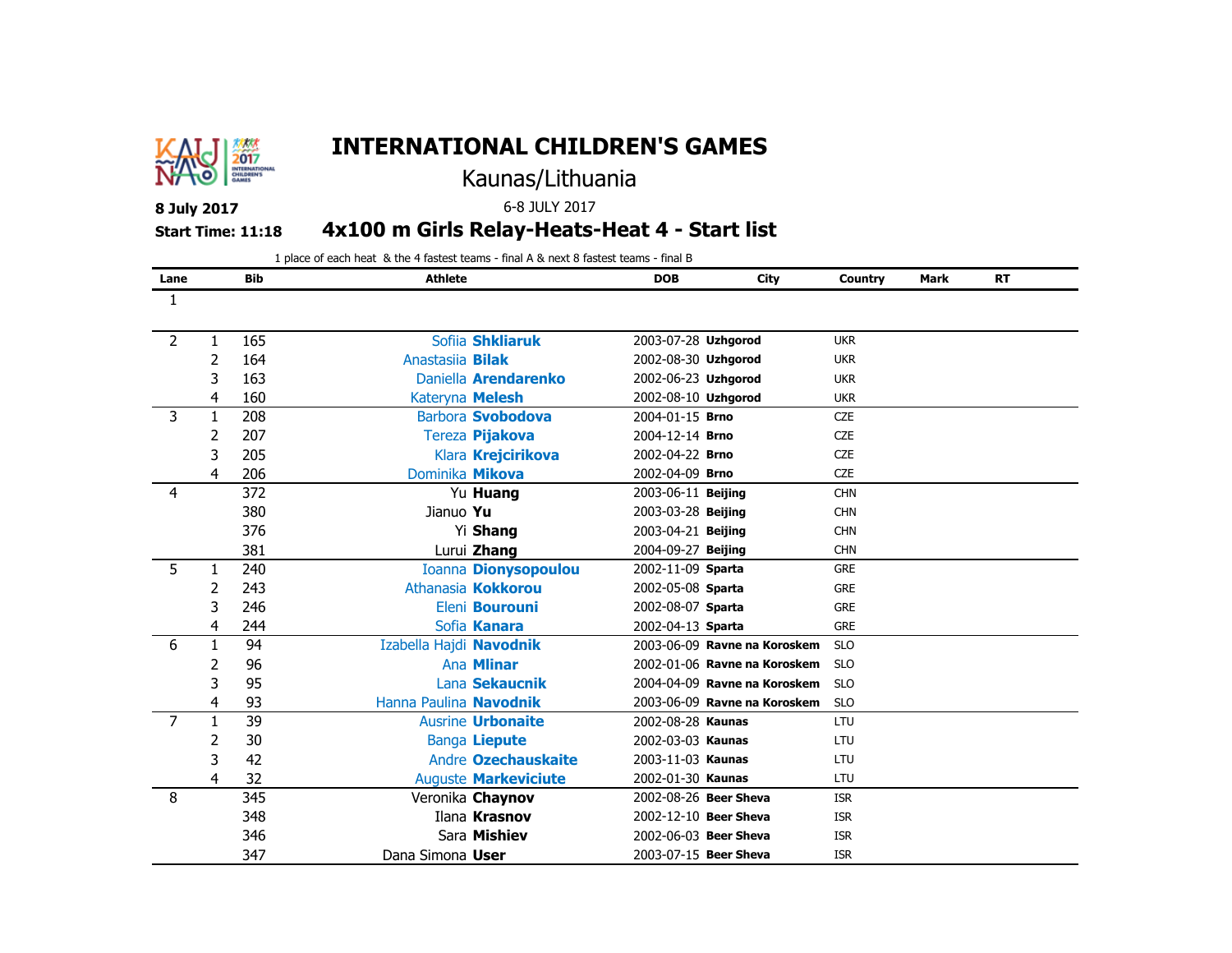# INTERNATIONAL CHILDREN'S GAMES

Kaunas/Lithuania

**8 July 2017**

6-8 JULY 2017

**Start Time: 11:18**

## 4x100 m Girls Relay-Heats-Heat 4 - Start list

1 place of each heat & the 4 fastest teams - final A & next 8 fastest teams - final B

| Lane | | Bib | Athlete | DOB | City | Country | Mark | RT |
|---|---|---|---|---|---|---|---|---|
| 1 | | | | | | | | |
| 2 | 1 | 165 | Sofiia **Shkliaruk** | 2003-07-28 | **Uzhgorod** | UKR | | |
| | 2 | 164 | Anastasiia **Bilak** | 2002-08-30 | **Uzhgorod** | UKR | | |
| | 3 | 163 | Daniella **Arendarenko** | 2002-06-23 | **Uzhgorod** | UKR | | |
| | 4 | 160 | Kateryna **Melesh** | 2002-08-10 | **Uzhgorod** | UKR | | |
| 3 | 1 | 208 | Barbora **Svobodova** | 2004-01-15 | **Brno** | CZE | | |
| | 2 | 207 | Tereza **Pijakova** | 2004-12-14 | **Brno** | CZE | | |
| | 3 | 205 | Klara **Krejcirikova** | 2002-04-22 | **Brno** | CZE | | |
| | 4 | 206 | Dominika **Mikova** | 2002-04-09 | **Brno** | CZE | | |
| 4 | | 372 | Yu **Huang** | 2003-06-11 | **Beijing** | CHN | | |
| | | 380 | Jianuo **Yu** | 2003-03-28 | **Beijing** | CHN | | |
| | | 376 | Yi **Shang** | 2003-04-21 | **Beijing** | CHN | | |
| | | 381 | Lurui **Zhang** | 2004-09-27 | **Beijing** | CHN | | |
| 5 | 1 | 240 | Ioanna **Dionysopoulou** | 2002-11-09 | **Sparta** | GRE | | |
| | 2 | 243 | Athanasia **Kokkorou** | 2002-05-08 | **Sparta** | GRE | | |
| | 3 | 246 | Eleni **Bourouni** | 2002-08-07 | **Sparta** | GRE | | |
| | 4 | 244 | Sofia **Kanara** | 2002-04-13 | **Sparta** | GRE | | |
| 6 | 1 | 94 | Izabella Hajdi **Navodnik** | 2003-06-09 | **Ravne na Koroskem** | SLO | | |
| | 2 | 96 | Ana **Mlinar** | 2002-01-06 | **Ravne na Koroskem** | SLO | | |
| | 3 | 95 | Lana **Sekaucnik** | 2004-04-09 | **Ravne na Koroskem** | SLO | | |
| | 4 | 93 | Hanna Paulina **Navodnik** | 2003-06-09 | **Ravne na Koroskem** | SLO | | |
| 7 | 1 | 39 | Ausrine **Urbonaite** | 2002-08-28 | **Kaunas** | LTU | | |
| | 2 | 30 | Banga **Liepute** | 2002-03-03 | **Kaunas** | LTU | | |
| | 3 | 42 | Andre **Ozechauskaite** | 2003-11-03 | **Kaunas** | LTU | | |
| | 4 | 32 | Auguste **Markeviciute** | 2002-01-30 | **Kaunas** | LTU | | |
| 8 | | 345 | Veronika **Chaynov** | 2002-08-26 | **Beer Sheva** | ISR | | |
| | | 348 | Ilana **Krasnov** | 2002-12-10 | **Beer Sheva** | ISR | | |
| | | 346 | Sara **Mishiev** | 2002-06-03 | **Beer Sheva** | ISR | | |
| | | 347 | Dana Simona **User** | 2003-07-15 | **Beer Sheva** | ISR | | |